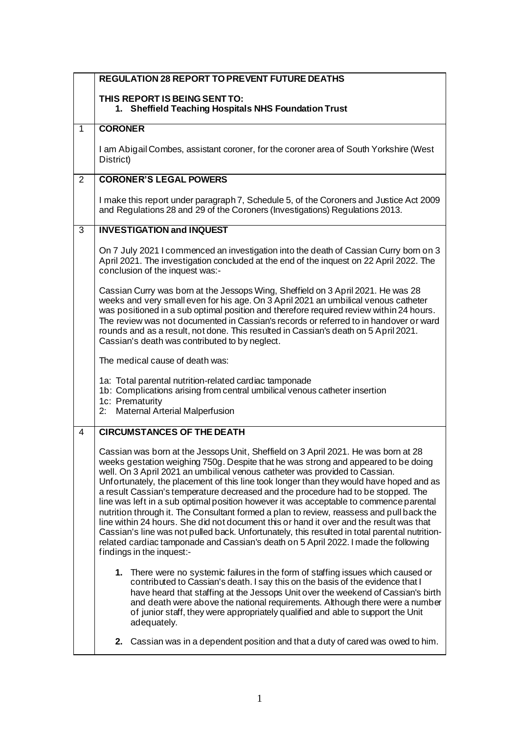| | **REGULATION 28 REPORT TO PREVENT FUTURE DEATHS**<br><br>**THIS REPORT IS BEING SENT TO:**<br>1. **Sheffield Teaching Hospitals NHS Foundation Trust** |
|---|---|
| 1 | **CORONER**<br><br>I am Abigail Combes, assistant coroner, for the coroner area of South Yorkshire (West District) |
| 2 | **CORONER'S LEGAL POWERS**<br><br>I make this report under paragraph 7, Schedule 5, of the Coroners and Justice Act 2009 and Regulations 28 and 29 of the Coroners (Investigations) Regulations 2013. |
| 3 | **INVESTIGATION and INQUEST**<br><br>On 7 July 2021 I commenced an investigation into the death of Cassian Curry born on 3 April 2021. The investigation concluded at the end of the inquest on 22 April 2022. The conclusion of the inquest was:-<br><br>Cassian Curry was born at the Jessops Wing, Sheffield on 3 April 2021. He was 28 weeks and very small even for his age. On 3 April 2021 an umbilical venous catheter was positioned in a sub optimal position and therefore required review within 24 hours. The review was not documented in Cassian's records or referred to in handover or ward rounds and as a result, not done. This resulted in Cassian's death on 5 April 2021. Cassian's death was contributed to by neglect.<br><br>The medical cause of death was:<br><br>1a: Total parental nutrition-related cardiac tamponade<br>1b: Complications arising from central umbilical venous catheter insertion<br>1c: Prematurity<br>2: Maternal Arterial Malperfusion |
| 4 | **CIRCUMSTANCES OF THE DEATH**<br><br>Cassian was born at the Jessops Unit, Sheffield on 3 April 2021. He was born at 28 weeks gestation weighing 750g. Despite that he was strong and appeared to be doing well. On 3 April 2021 an umbilical venous catheter was provided to Cassian. Unfortunately, the placement of this line took longer than they would have hoped and as a result Cassian's temperature decreased and the procedure had to be stopped. The line was left in a sub optimal position however it was acceptable to commence parental nutrition through it. The Consultant formed a plan to review, reassess and pull back the line within 24 hours. She did not document this or hand it over and the result was that Cassian's line was not pulled back. Unfortunately, this resulted in total parental nutrition-related cardiac tamponade and Cassian's death on 5 April 2022. I made the following findings in the inquest:-<br><br>1. There were no systemic failures in the form of staffing issues which caused or contributed to Cassian's death. I say this on the basis of the evidence that I have heard that staffing at the Jessops Unit over the weekend of Cassian's birth and death were above the national requirements. Although there were a number of junior staff, they were appropriately qualified and able to support the Unit adequately.<br><br>2. Cassian was in a dependent position and that a duty of cared was owed to him. |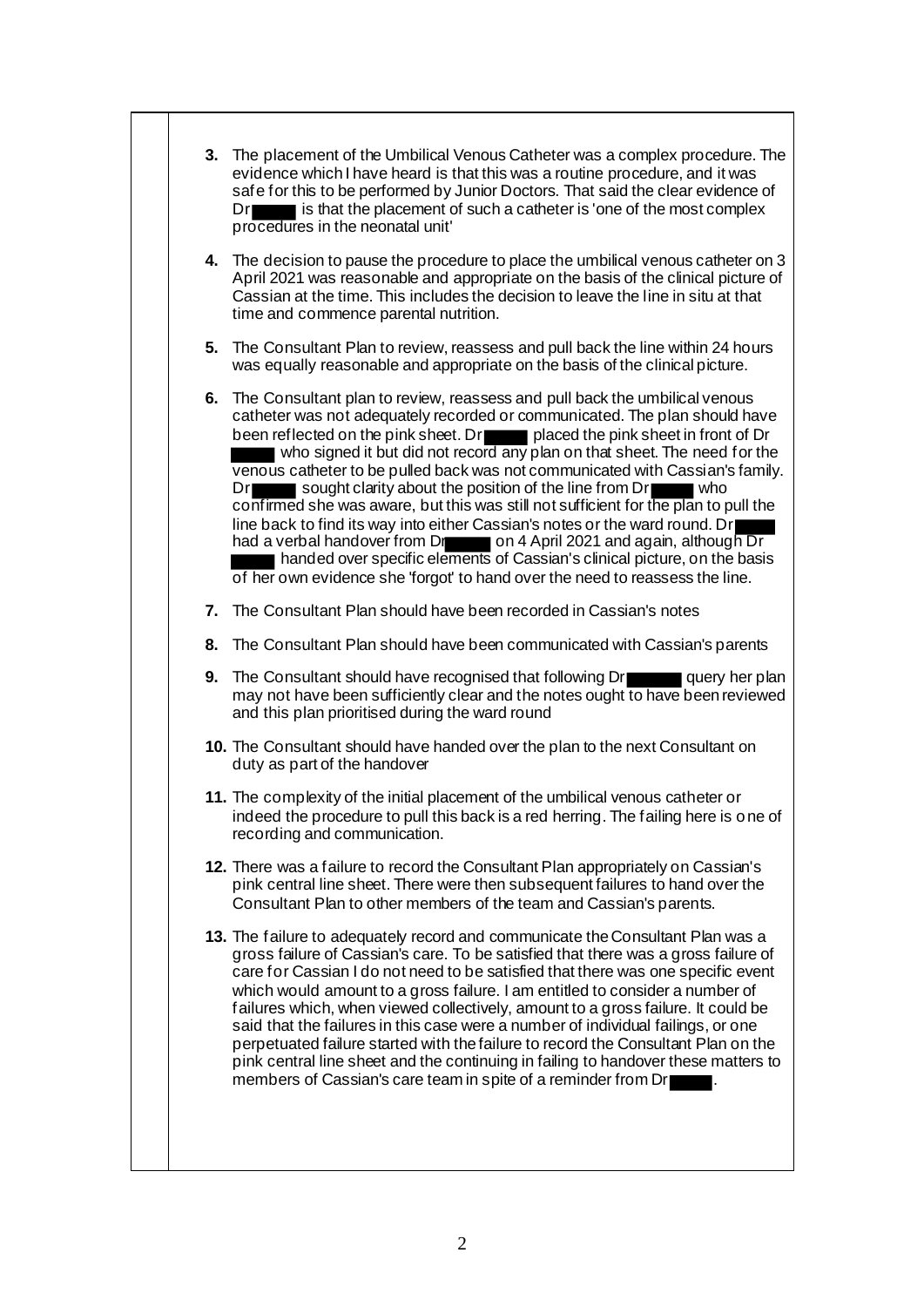3. The placement of the Umbilical Venous Catheter was a complex procedure. The evidence which I have heard is that this was a routine procedure, and it was safe for this to be performed by Junior Doctors. That said the clear evidence of Dr ■■■■ is that the placement of such a catheter is 'one of the most complex procedures in the neonatal unit'

4. The decision to pause the procedure to place the umbilical venous catheter on 3 April 2021 was reasonable and appropriate on the basis of the clinical picture of Cassian at the time. This includes the decision to leave the line in situ at that time and commence parental nutrition.

5. The Consultant Plan to review, reassess and pull back the line within 24 hours was equally reasonable and appropriate on the basis of the clinical picture.

6. The Consultant plan to review, reassess and pull back the umbilical venous catheter was not adequately recorded or communicated. The plan should have been reflected on the pink sheet. Dr ■■■■ placed the pink sheet in front of Dr ■■■■ who signed it but did not record any plan on that sheet. The need for the venous catheter to be pulled back was not communicated with Cassian's family. Dr ■■■■ sought clarity about the position of the line from Dr ■■■■ who confirmed she was aware, but this was still not sufficient for the plan to pull the line back to find its way into either Cassian's notes or the ward round. Dr ■■■■ had a verbal handover from Dr ■■■■ on 4 April 2021 and again, although Dr ■■■■ handed over specific elements of Cassian's clinical picture, on the basis of her own evidence she 'forgot' to hand over the need to reassess the line.

7. The Consultant Plan should have been recorded in Cassian's notes

8. The Consultant Plan should have been communicated with Cassian's parents

9. The Consultant should have recognised that following Dr ■■■■ query her plan may not have been sufficiently clear and the notes ought to have been reviewed and this plan prioritised during the ward round

10. The Consultant should have handed over the plan to the next Consultant on duty as part of the handover

11. The complexity of the initial placement of the umbilical venous catheter or indeed the procedure to pull this back is a red herring. The failing here is one of recording and communication.

12. There was a failure to record the Consultant Plan appropriately on Cassian's pink central line sheet. There were then subsequent failures to hand over the Consultant Plan to other members of the team and Cassian's parents.

13. The failure to adequately record and communicate the Consultant Plan was a gross failure of Cassian's care. To be satisfied that there was a gross failure of care for Cassian I do not need to be satisfied that there was one specific event which would amount to a gross failure. I am entitled to consider a number of failures which, when viewed collectively, amount to a gross failure. It could be said that the failures in this case were a number of individual failings, or one perpetuated failure started with the failure to record the Consultant Plan on the pink central line sheet and the continuing in failing to handover these matters to members of Cassian's care team in spite of a reminder from Dr ■■■■.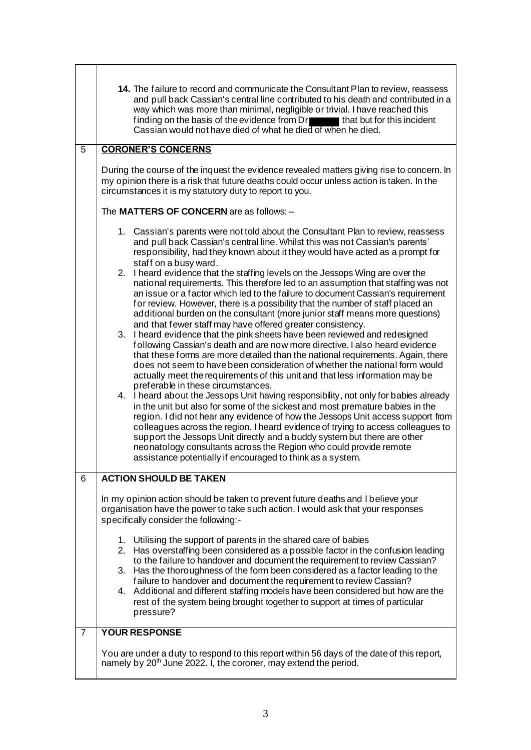**14.** The failure to record and communicate the Consultant Plan to review, reassess and pull back Cassian's central line contributed to his death and contributed in a way which was more than minimal, negligible or trivial. I have reached this finding on the basis of the evidence from Dr ██████ that but for this incident Cassian would not have died of what he died of when he died.

## 5 CORONER'S CONCERNS

During the course of the inquest the evidence revealed matters giving rise to concern. In my opinion there is a risk that future deaths could occur unless action is taken. In the circumstances it is my statutory duty to report to you.

The **MATTERS OF CONCERN** are as follows: –

1. Cassian's parents were not told about the Consultant Plan to review, reassess and pull back Cassian's central line. Whilst this was not Cassian's parents' responsibility, had they known about it they would have acted as a prompt for staff on a busy ward.
2. I heard evidence that the staffing levels on the Jessops Wing are over the national requirements. This therefore led to an assumption that staffing was not an issue or a factor which led to the failure to document Cassian's requirement for review. However, there is a possibility that the number of staff placed an additional burden on the consultant (more junior staff means more questions) and that fewer staff may have offered greater consistency.
3. I heard evidence that the pink sheets have been reviewed and redesigned following Cassian's death and are now more directive. I also heard evidence that these forms are more detailed than the national requirements. Again, there does not seem to have been consideration of whether the national form would actually meet the requirements of this unit and that less information may be preferable in these circumstances.
4. I heard about the Jessops Unit having responsibility, not only for babies already in the unit but also for some of the sickest and most premature babies in the region. I did not hear any evidence of how the Jessops Unit access support from colleagues across the region. I heard evidence of trying to access colleagues to support the Jessops Unit directly and a buddy system but there are other neonatology consultants across the Region who could provide remote assistance potentially if encouraged to think as a system.

## 6 ACTION SHOULD BE TAKEN

In my opinion action should be taken to prevent future deaths and I believe your organisation have the power to take such action. I would ask that your responses specifically consider the following:-

1. Utilising the support of parents in the shared care of babies
2. Has overstaffing been considered as a possible factor in the confusion leading to the failure to handover and document the requirement to review Cassian?
3. Has the thoroughness of the form been considered as a factor leading to the failure to handover and document the requirement to review Cassian?
4. Additional and different staffing models have been considered but how are the rest of the system being brought together to support at times of particular pressure?

## 7 YOUR RESPONSE

You are under a duty to respond to this report within 56 days of the date of this report, namely by 20th June 2022. I, the coroner, may extend the period.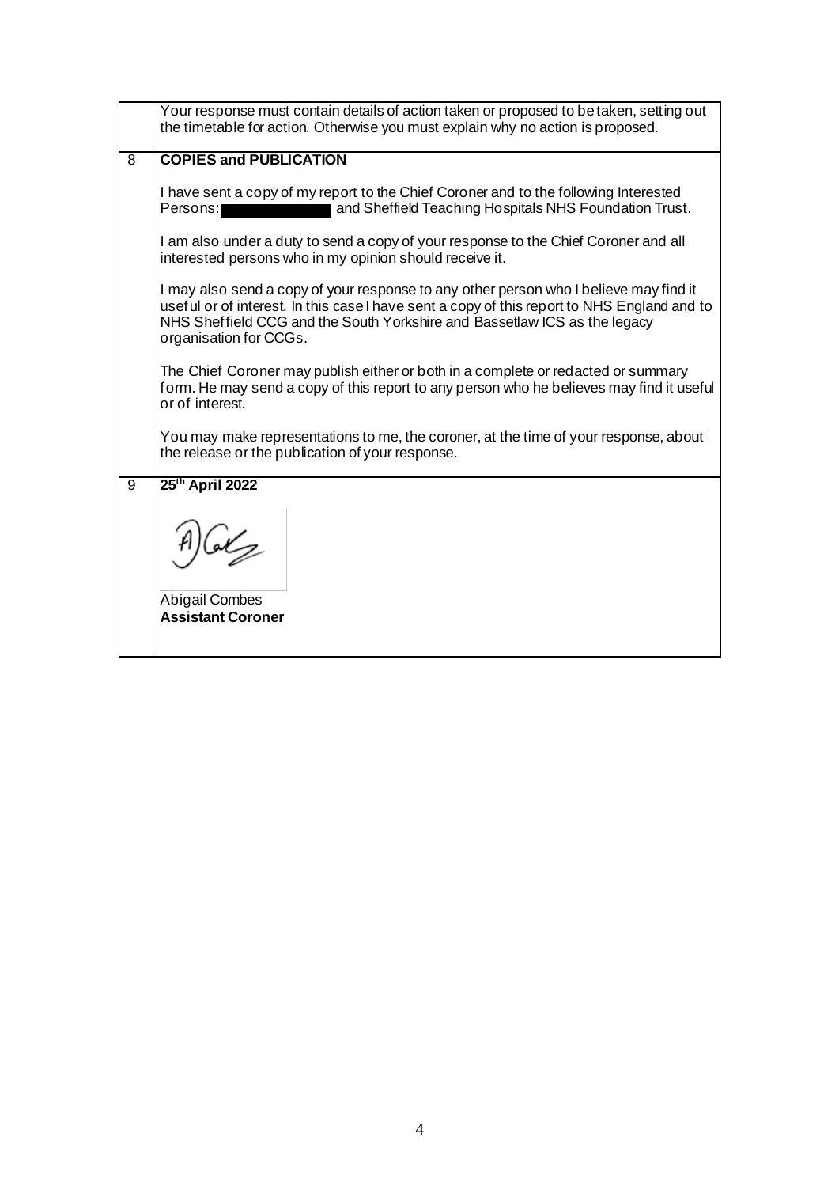Your response must contain details of action taken or proposed to be taken, setting out the timetable for action. Otherwise you must explain why no action is proposed.

## 8 COPIES and PUBLICATION

I have sent a copy of my report to the Chief Coroner and to the following Interested Persons: ██████████ and Sheffield Teaching Hospitals NHS Foundation Trust.

I am also under a duty to send a copy of your response to the Chief Coroner and all interested persons who in my opinion should receive it.

I may also send a copy of your response to any other person who I believe may find it useful or of interest. In this case I have sent a copy of this report to NHS England and to NHS Sheffield CCG and the South Yorkshire and Bassetlaw ICS as the legacy organisation for CCGs.

The Chief Coroner may publish either or both in a complete or redacted or summary form. He may send a copy of this report to any person who he believes may find it useful or of interest.

You may make representations to me, the coroner, at the time of your response, about the release or the publication of your response.

## 9 25th April 2022

Abigail Combes
**Assistant Coroner**